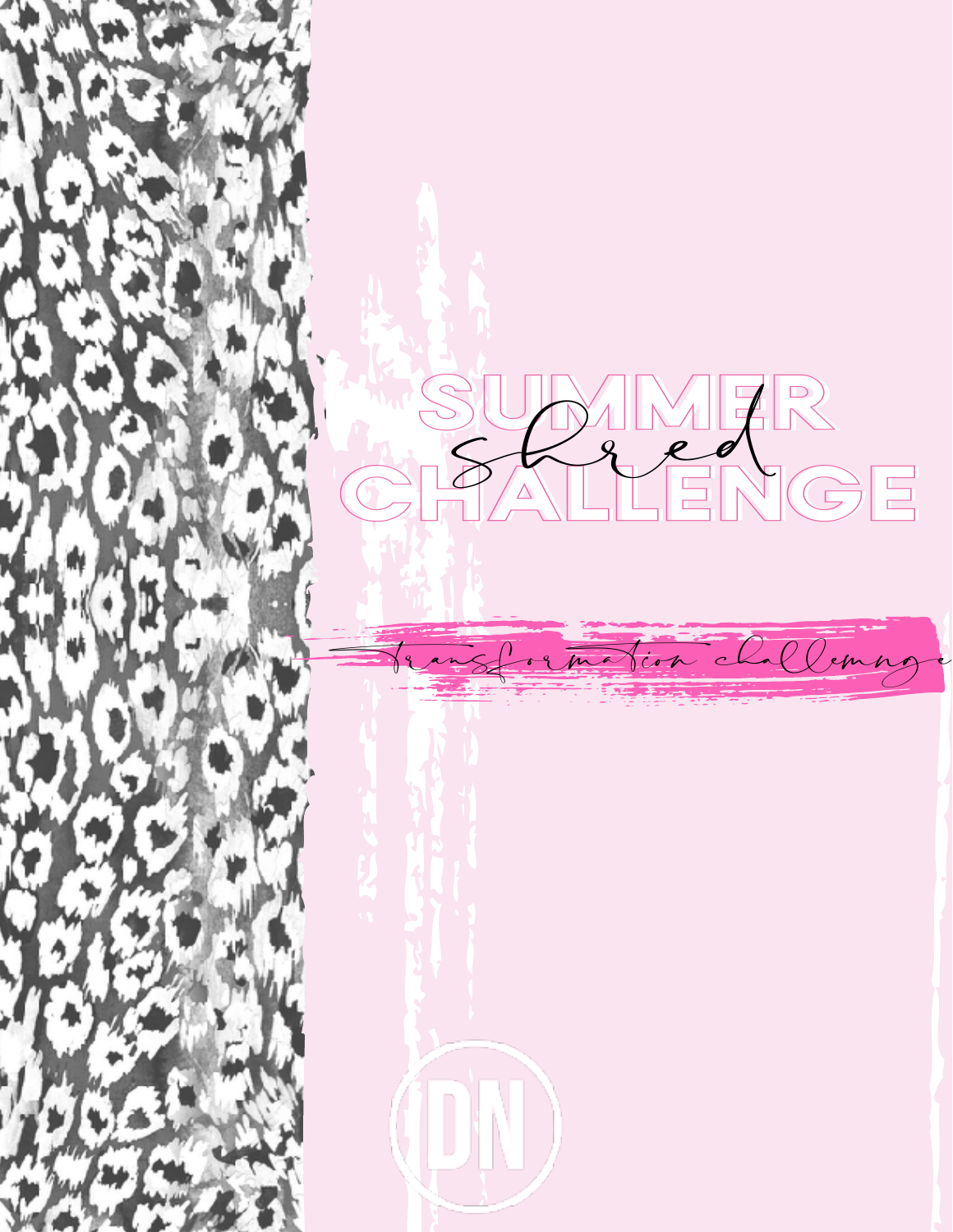# SUMMER *shred* CHALLENGE

*transformation challenge*

DN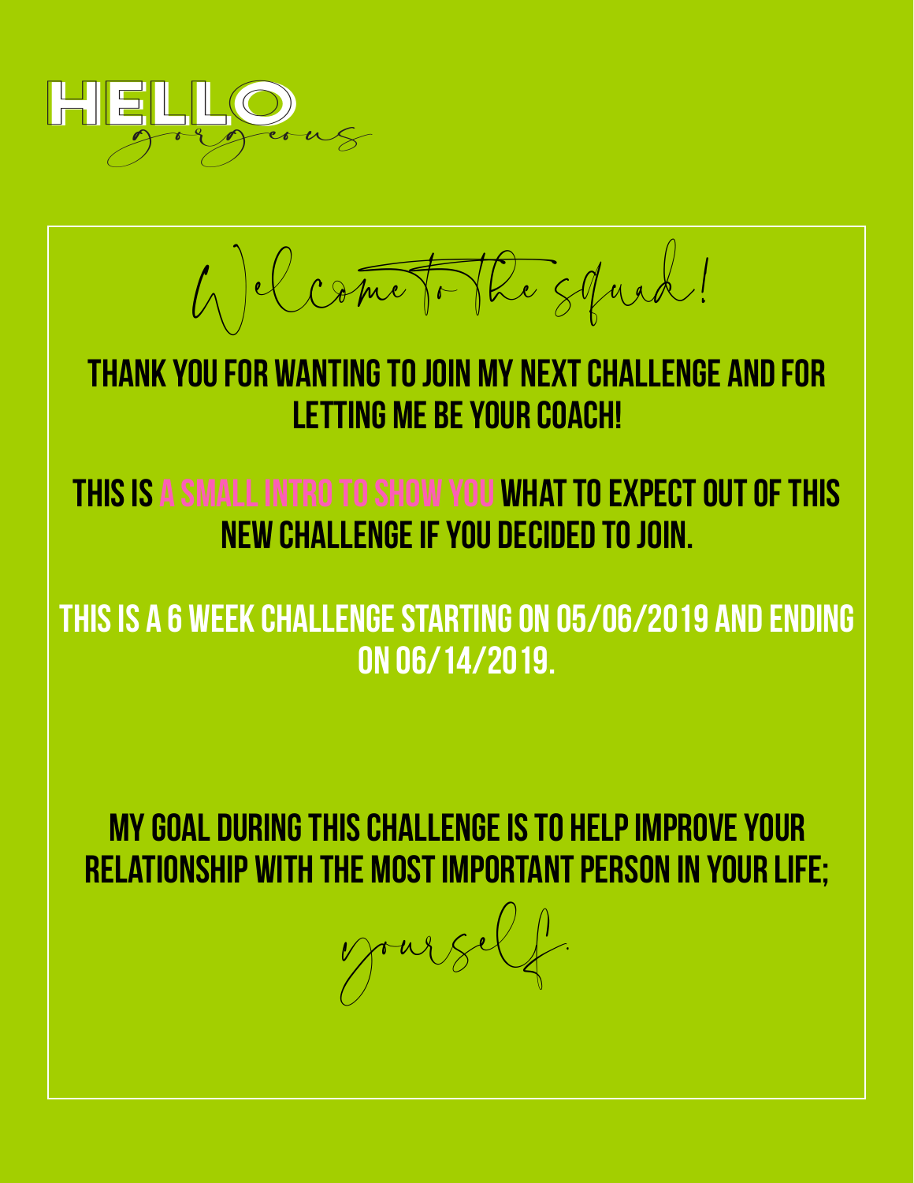# HELLO *gorgeous*

## *Welcome to the squad!*

**THANK YOU FOR WANTING TO JOIN MY NEXT CHALLENGE AND FOR LETTING ME BE YOUR COACH!**

**THIS IS A SMALL INTRO TO SHOW YOU WHAT TO EXPECT OUT OF THIS NEW CHALLENGE IF YOU DECIDED TO JOIN.**

**THIS IS A 6 WEEK CHALLENGE STARTING ON 05/06/2019 AND ENDING ON 06/14/2019.**

**MY GOAL DURING THIS CHALLENGE IS TO HELP IMPROVE YOUR RELATIONSHIP WITH THE MOST IMPORTANT PERSON IN YOUR LIFE;**

*yourself.*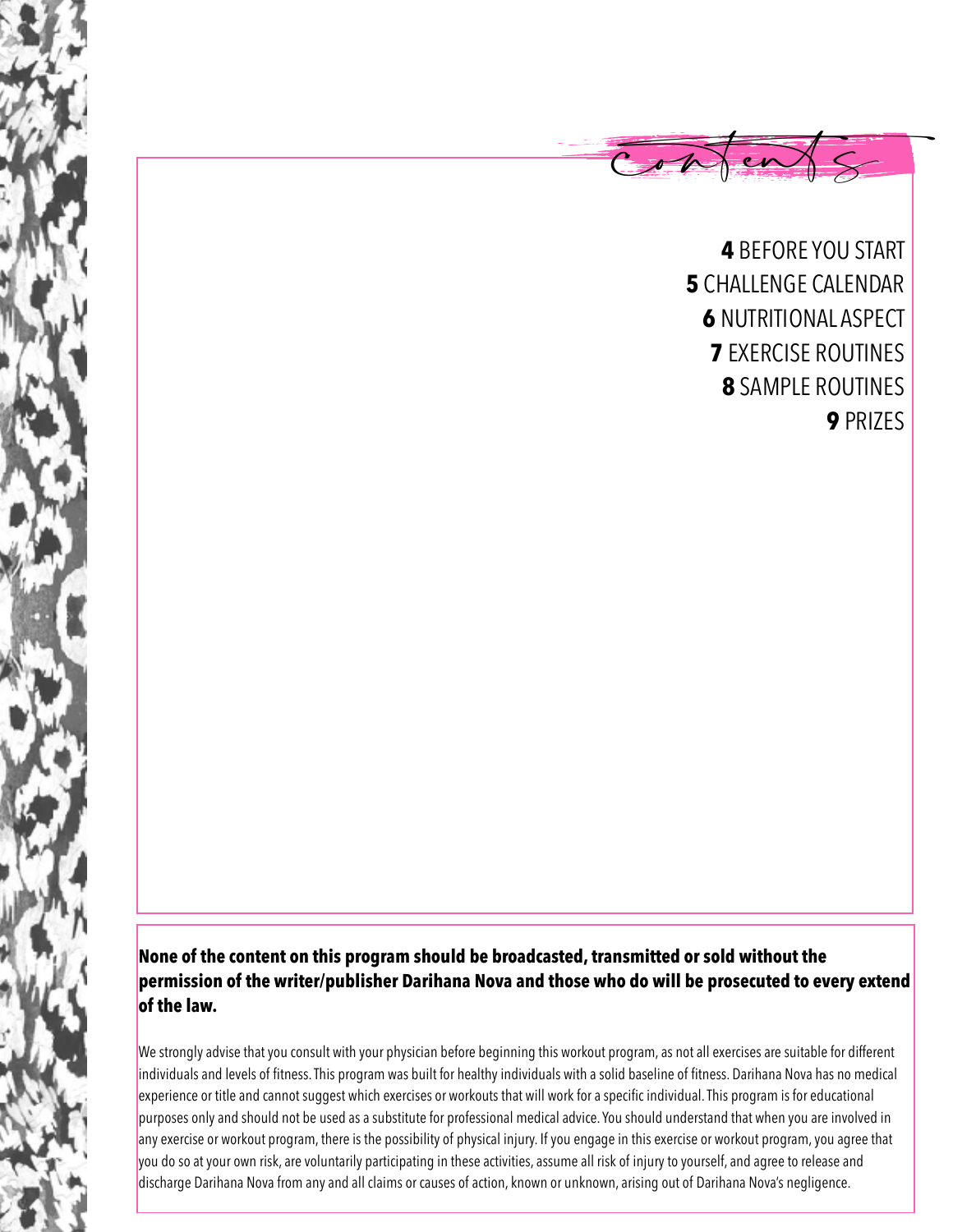# Contents

**4** BEFORE YOU START
**5** CHALLENGE CALENDAR
**6** NUTRITIONAL ASPECT
**7** EXERCISE ROUTINES
**8** SAMPLE ROUTINES
**9** PRIZES

**None of the content on this program should be broadcasted, transmitted or sold without the permission of the writer/publisher Darihana Nova and those who do will be prosecuted to every extend of the law.**

We strongly advise that you consult with your physician before beginning this workout program, as not all exercises are suitable for different individuals and levels of fitness. This program was built for healthy individuals with a solid baseline of fitness. Darihana Nova has no medical experience or title and cannot suggest which exercises or workouts that will work for a specific individual. This program is for educational purposes only and should not be used as a substitute for professional medical advice. You should understand that when you are involved in any exercise or workout program, there is the possibility of physical injury. If you engage in this exercise or workout program, you agree that you do so at your own risk, are voluntarily participating in these activities, assume all risk of injury to yourself, and agree to release and discharge Darihana Nova from any and all claims or causes of action, known or unknown, arising out of Darihana Nova's negligence.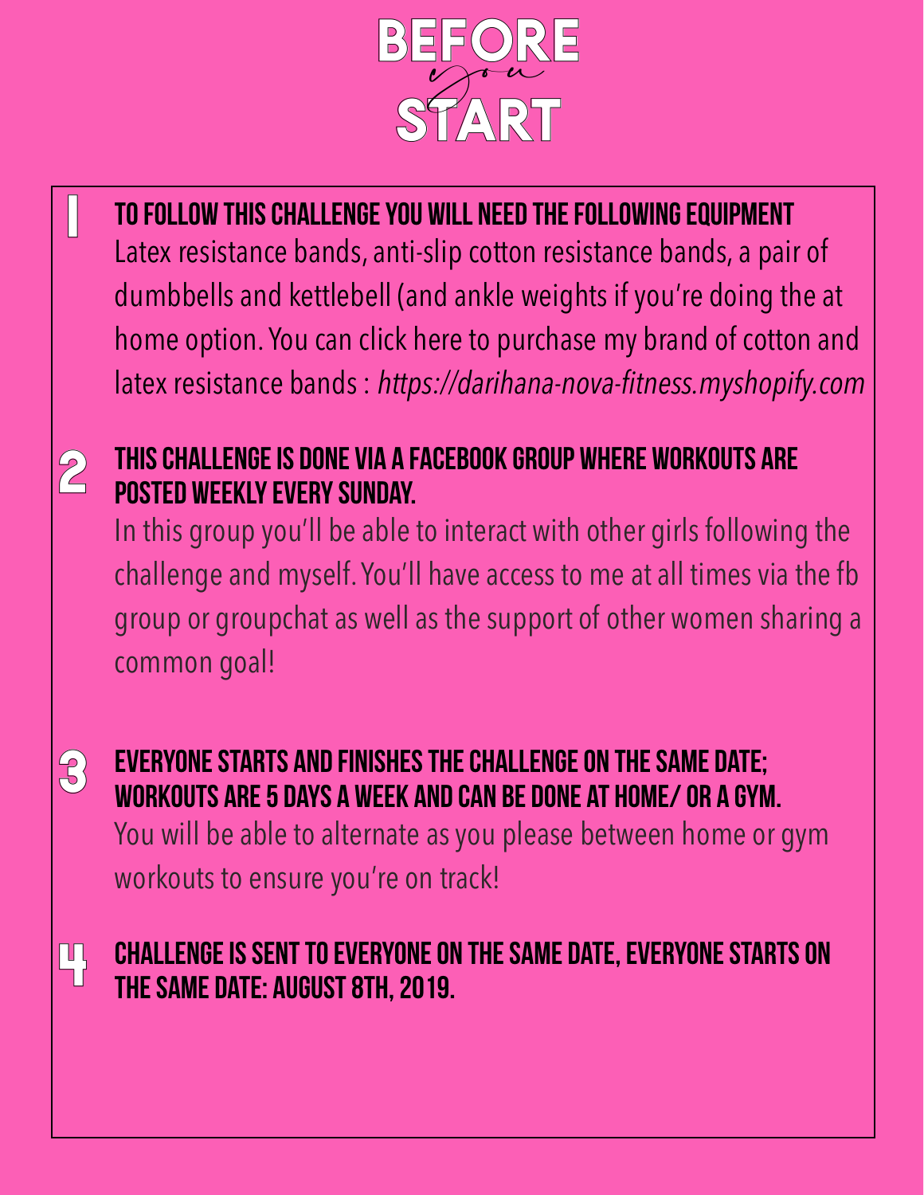# BEFORE *you* START

1. **TO FOLLOW THIS CHALLENGE YOU WILL NEED THE FOLLOWING EQUIPMENT**

   Latex resistance bands, anti-slip cotton resistance bands, a pair of dumbbells and kettlebell (and ankle weights if you're doing the at home option. You can click here to purchase my brand of cotton and latex resistance bands : *https://darihana-nova-fitness.myshopify.com*

2. **THIS CHALLENGE IS DONE VIA A FACEBOOK GROUP WHERE WORKOUTS ARE POSTED WEEKLY EVERY SUNDAY.**

   In this group you'll be able to interact with other girls following the challenge and myself. You'll have access to me at all times via the fb group or groupchat as well as the support of other women sharing a common goal!

3. **EVERYONE STARTS AND FINISHES THE CHALLENGE ON THE SAME DATE; WORKOUTS ARE 5 DAYS A WEEK AND CAN BE DONE AT HOME/ OR A GYM.**

   You will be able to alternate as you please between home or gym workouts to ensure you're on track!

4. **CHALLENGE IS SENT TO EVERYONE ON THE SAME DATE, EVERYONE STARTS ON THE SAME DATE: AUGUST 8TH, 2019.**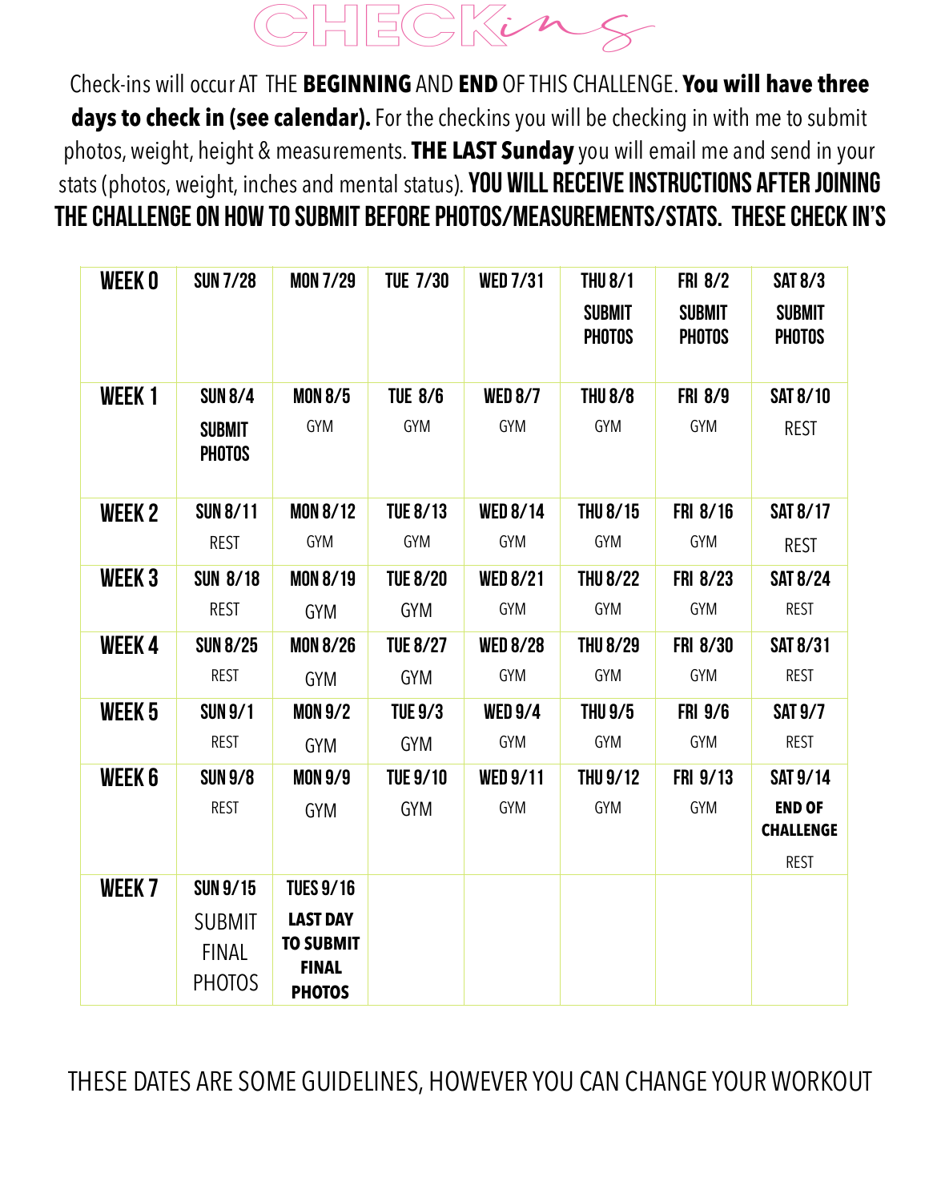# CHECKins

Check-ins will occur AT THE **BEGINNING** AND **END** OF THIS CHALLENGE. **You will have three days to check in (see calendar).** For the checkins you will be checking in with me to submit photos, weight, height & measurements. **THE LAST Sunday** you will email me and send in your stats (photos, weight, inches and mental status). **YOU WILL RECEIVE INSTRUCTIONS AFTER JOINING THE CHALLENGE ON HOW TO SUBMIT BEFORE PHOTOS/MEASUREMENTS/STATS. THESE CHECK IN'S**

| WEEK 0 | SUN 7/28 | MON 7/29 | TUE 7/30 | WED 7/31 | THU 8/1 SUBMIT PHOTOS | FRI 8/2 SUBMIT PHOTOS | SAT 8/3 SUBMIT PHOTOS |
|---|---|---|---|---|---|---|---|
| **WEEK 1** | SUN 8/4 SUBMIT PHOTOS | MON 8/5 GYM | TUE 8/6 GYM | WED 8/7 GYM | THU 8/8 GYM | FRI 8/9 GYM | SAT 8/10 REST |
| **WEEK 2** | SUN 8/11 REST | MON 8/12 GYM | TUE 8/13 GYM | WED 8/14 GYM | THU 8/15 GYM | FRI 8/16 GYM | SAT 8/17 REST |
| **WEEK 3** | SUN 8/18 REST | MON 8/19 GYM | TUE 8/20 GYM | WED 8/21 GYM | THU 8/22 GYM | FRI 8/23 GYM | SAT 8/24 REST |
| **WEEK 4** | SUN 8/25 REST | MON 8/26 GYM | TUE 8/27 GYM | WED 8/28 GYM | THU 8/29 GYM | FRI 8/30 GYM | SAT 8/31 REST |
| **WEEK 5** | SUN 9/1 REST | MON 9/2 GYM | TUE 9/3 GYM | WED 9/4 GYM | THU 9/5 GYM | FRI 9/6 GYM | SAT 9/7 REST |
| **WEEK 6** | SUN 9/8 REST | MON 9/9 GYM | TUE 9/10 GYM | WED 9/11 GYM | THU 9/12 GYM | FRI 9/13 GYM | SAT 9/14 **END OF CHALLENGE** REST |
| **WEEK 7** | SUN 9/15 SUBMIT FINAL PHOTOS | TUES 9/16 **LAST DAY TO SUBMIT FINAL PHOTOS** | | | | | |

THESE DATES ARE SOME GUIDELINES, HOWEVER YOU CAN CHANGE YOUR WORKOUT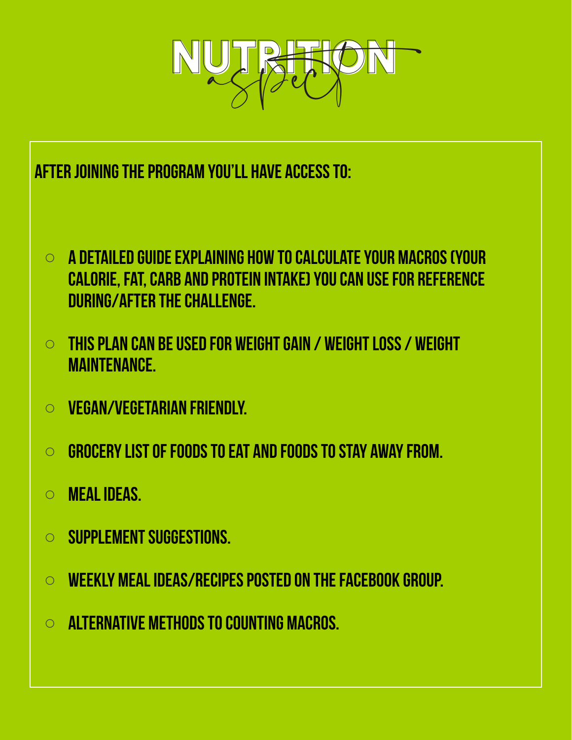# NUTRITION aspect

**AFTER JOINING THE PROGRAM YOU'LL HAVE ACCESS TO:**

- A DETAILED GUIDE EXPLAINING HOW TO CALCULATE YOUR MACROS (YOUR CALORIE, FAT, CARB AND PROTEIN INTAKE) YOU CAN USE FOR REFERENCE DURING/AFTER THE CHALLENGE.
- THIS PLAN CAN BE USED FOR WEIGHT GAIN / WEIGHT LOSS / WEIGHT MAINTENANCE.
- VEGAN/VEGETARIAN FRIENDLY.
- GROCERY LIST OF FOODS TO EAT AND FOODS TO STAY AWAY FROM.
- MEAL IDEAS.
- SUPPLEMENT SUGGESTIONS.
- WEEKLY MEAL IDEAS/RECIPES POSTED ON THE FACEBOOK GROUP.
- ALTERNATIVE METHODS TO COUNTING MACROS.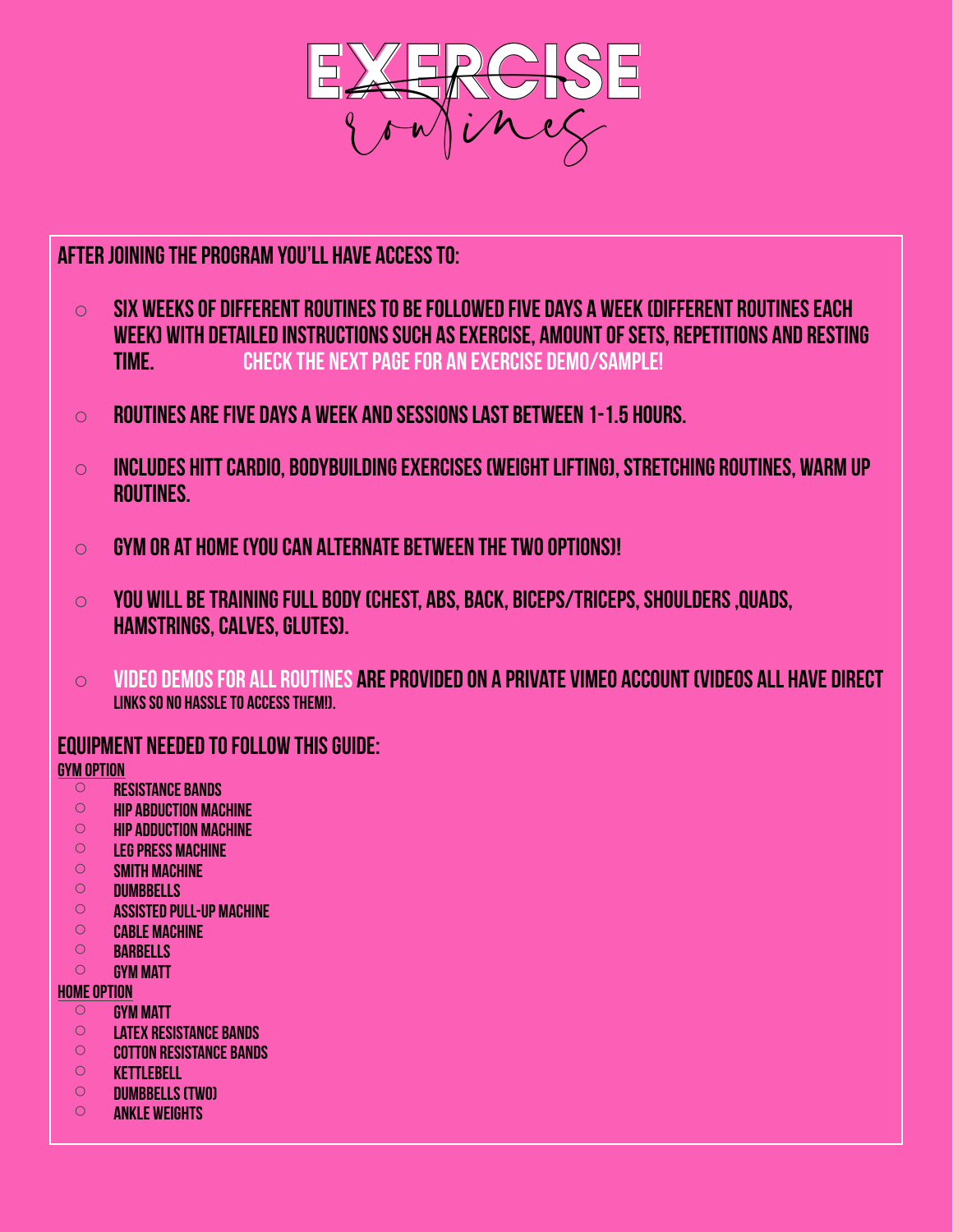# EXERCISE routines

## AFTER JOINING THE PROGRAM YOU'LL HAVE ACCESS TO:

- SIX WEEKS OF DIFFERENT ROUTINES TO BE FOLLOWED FIVE DAYS A WEEK (DIFFERENT ROUTINES EACH WEEK) WITH DETAILED INSTRUCTIONS SUCH AS EXERCISE, AMOUNT OF SETS, REPETITIONS AND RESTING TIME. CHECK THE NEXT PAGE FOR AN EXERCISE DEMO/SAMPLE!
- ROUTINES ARE FIVE DAYS A WEEK AND SESSIONS LAST BETWEEN 1-1.5 HOURS.
- INCLUDES HITT CARDIO, BODYBUILDING EXERCISES (WEIGHT LIFTING), STRETCHING ROUTINES, WARM UP ROUTINES.
- GYM OR AT HOME (YOU CAN ALTERNATE BETWEEN THE TWO OPTIONS)!
- YOU WILL BE TRAINING FULL BODY (CHEST, ABS, BACK, BICEPS/TRICEPS, SHOULDERS ,QUADS, HAMSTRINGS, CALVES, GLUTES).
- VIDEO DEMOS FOR ALL ROUTINES ARE PROVIDED ON A PRIVATE VIMEO ACCOUNT (VIDEOS ALL HAVE DIRECT LINKS SO NO HASSLE TO ACCESS THEM!).

## EQUIPMENT NEEDED TO FOLLOW THIS GUIDE:

### GYM OPTION

- RESISTANCE BANDS
- HIP ABDUCTION MACHINE
- HIP ADDUCTION MACHINE
- LEG PRESS MACHINE
- SMITH MACHINE
- DUMBBELLS
- ASSISTED PULL-UP MACHINE
- CABLE MACHINE
- BARBELLS
- GYM MATT

### HOME OPTION

- GYM MATT
- LATEX RESISTANCE BANDS
- COTTON RESISTANCE BANDS
- KETTLEBELL
- DUMBBELLS (TWO)
- ANKLE WEIGHTS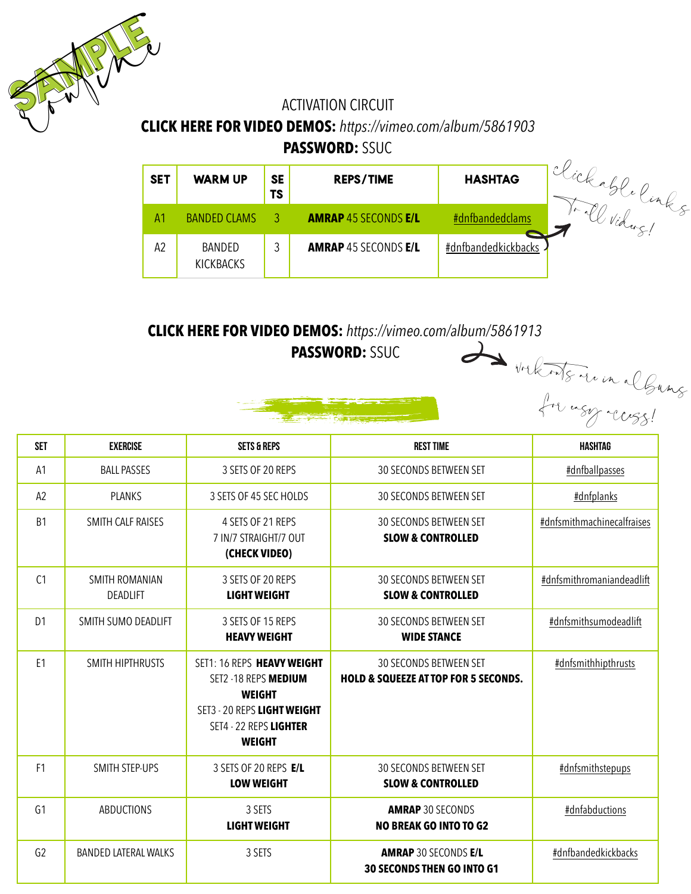SAMPLE

ACTIVATION CIRCUIT

**CLICK HERE FOR VIDEO DEMOS:** *https://vimeo.com/album/5861903*

**PASSWORD:** SSUC

| SET | WARM UP | SETS | REPS/TIME | HASHTAG |
|---|---|---|---|---|
| A1 | BANDED CLAMS | 3 | **AMRAP** 45 SECONDS **E/L** | #dnfbandedclams |
| A2 | BANDED KICKBACKS | 3 | **AMRAP** 45 SECONDS **E/L** | #dnfbandedkickbacks |

Clickable links to all videos!

**CLICK HERE FOR VIDEO DEMOS:** *https://vimeo.com/album/5861913*

**PASSWORD:** SSUC

workouts are in albums for easy access!

| SET | EXERCISE | SETS & REPS | REST TIME | HASHTAG |
|---|---|---|---|---|
| A1 | BALL PASSES | 3 SETS OF 20 REPS | 30 SECONDS BETWEEN SET | #dnfballpasses |
| A2 | PLANKS | 3 SETS OF 45 SEC HOLDS | 30 SECONDS BETWEEN SET | #dnfplanks |
| B1 | SMITH CALF RAISES | 4 SETS OF 21 REPS 7 IN/7 STRAIGHT/7 OUT **(CHECK VIDEO)** | 30 SECONDS BETWEEN SET **SLOW & CONTROLLED** | #dnfsmithmachinecalfraises |
| C1 | SMITH ROMANIAN DEADLIFT | 3 SETS OF 20 REPS **LIGHT WEIGHT** | 30 SECONDS BETWEEN SET **SLOW & CONTROLLED** | #dnfsmithromaniandeadlift |
| D1 | SMITH SUMO DEADLIFT | 3 SETS OF 15 REPS **HEAVY WEIGHT** | 30 SECONDS BETWEEN SET **WIDE STANCE** | #dnfsmithsumodeadlift |
| E1 | SMITH HIPTHRUSTS | SET1: 16 REPS **HEAVY WEIGHT** SET2 -18 REPS **MEDIUM WEIGHT** SET3 - 20 REPS **LIGHT WEIGHT** SET4 - 22 REPS **LIGHTER WEIGHT** | 30 SECONDS BETWEEN SET **HOLD & SQUEEZE AT TOP FOR 5 SECONDS.** | #dnfsmithhipthrusts |
| F1 | SMITH STEP-UPS | 3 SETS OF 20 REPS **E/L LOW WEIGHT** | 30 SECONDS BETWEEN SET **SLOW & CONTROLLED** | #dnfsmithstepups |
| G1 | ABDUCTIONS | 3 SETS **LIGHT WEIGHT** | **AMRAP** 30 SECONDS **NO BREAK GO INTO TO G2** | #dnfabductions |
| G2 | BANDED LATERAL WALKS | 3 SETS | **AMRAP** 30 SECONDS **E/L 30 SECONDS THEN GO INTO G1** | #dnfbandedkickbacks |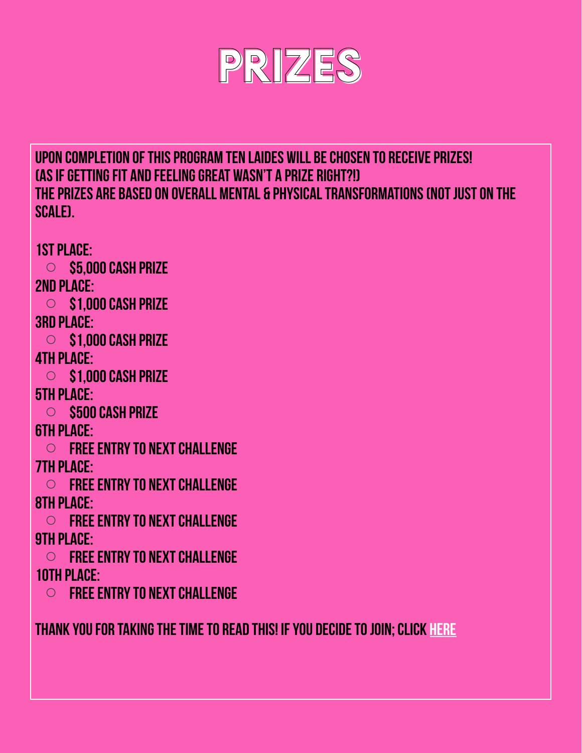# PRIZES

UPON COMPLETION OF THIS PROGRAM TEN LAIDES WILL BE CHOSEN TO RECEIVE PRIZES! (AS IF GETTING FIT AND FEELING GREAT WASN'T A PRIZE RIGHT?!)
THE PRIZES ARE BASED ON OVERALL MENTAL & PHYSICAL TRANSFORMATIONS (NOT JUST ON THE SCALE).

1ST PLACE:
- $5,000 CASH PRIZE

2ND PLACE:
- $1,000 CASH PRIZE

3RD PLACE:
- $1,000 CASH PRIZE

4TH PLACE:
- $1,000 CASH PRIZE

5TH PLACE:
- $500 CASH PRIZE

6TH PLACE:
- FREE ENTRY TO NEXT CHALLENGE

7TH PLACE:
- FREE ENTRY TO NEXT CHALLENGE

8TH PLACE:
- FREE ENTRY TO NEXT CHALLENGE

9TH PLACE:
- FREE ENTRY TO NEXT CHALLENGE

10TH PLACE:
- FREE ENTRY TO NEXT CHALLENGE

THANK YOU FOR TAKING THE TIME TO READ THIS! IF YOU DECIDE TO JOIN; CLICK HERE